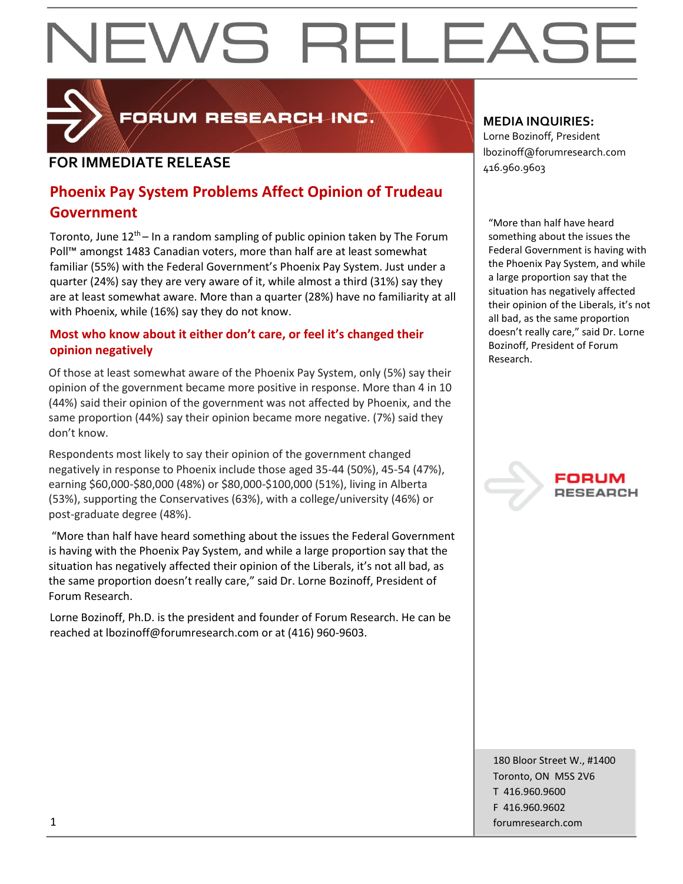# NEWS RELEASE

FORUM RESEARCH INC.

**FOR IMMEDIATE RELEASE**

**MEDIA INQUIRIES:**
Lorne Bozinoff, President
lbozinoff@forumresearch.com
416.960.9603

## Phoenix Pay System Problems Affect Opinion of Trudeau Government

Toronto, June 12th – In a random sampling of public opinion taken by The Forum Poll™ amongst 1483 Canadian voters, more than half are at least somewhat familiar (55%) with the Federal Government's Phoenix Pay System. Just under a quarter (24%) say they are very aware of it, while almost a third (31%) say they are at least somewhat aware. More than a quarter (28%) have no familiarity at all with Phoenix, while (16%) say they do not know.

### Most who know about it either don't care, or feel it's changed their opinion negatively

Of those at least somewhat aware of the Phoenix Pay System, only (5%) say their opinion of the government became more positive in response. More than 4 in 10 (44%) said their opinion of the government was not affected by Phoenix, and the same proportion (44%) say their opinion became more negative. (7%) said they don't know.

Respondents most likely to say their opinion of the government changed negatively in response to Phoenix include those aged 35-44 (50%), 45-54 (47%), earning $60,000-$80,000 (48%) or $80,000-$100,000 (51%), living in Alberta (53%), supporting the Conservatives (63%), with a college/university (46%) or post-graduate degree (48%).

"More than half have heard something about the issues the Federal Government is having with the Phoenix Pay System, and while a large proportion say that the situation has negatively affected their opinion of the Liberals, it's not all bad, as the same proportion doesn't really care," said Dr. Lorne Bozinoff, President of Forum Research.

Lorne Bozinoff, Ph.D. is the president and founder of Forum Research. He can be reached at lbozinoff@forumresearch.com or at (416) 960-9603.

"More than half have heard something about the issues the Federal Government is having with the Phoenix Pay System, and while a large proportion say that the situation has negatively affected their opinion of the Liberals, it's not all bad, as the same proportion doesn't really care," said Dr. Lorne Bozinoff, President of Forum Research.

FORUM RESEARCH

180 Bloor Street W., #1400
Toronto, ON M5S 2V6
T 416.960.9600
F 416.960.9602
forumresearch.com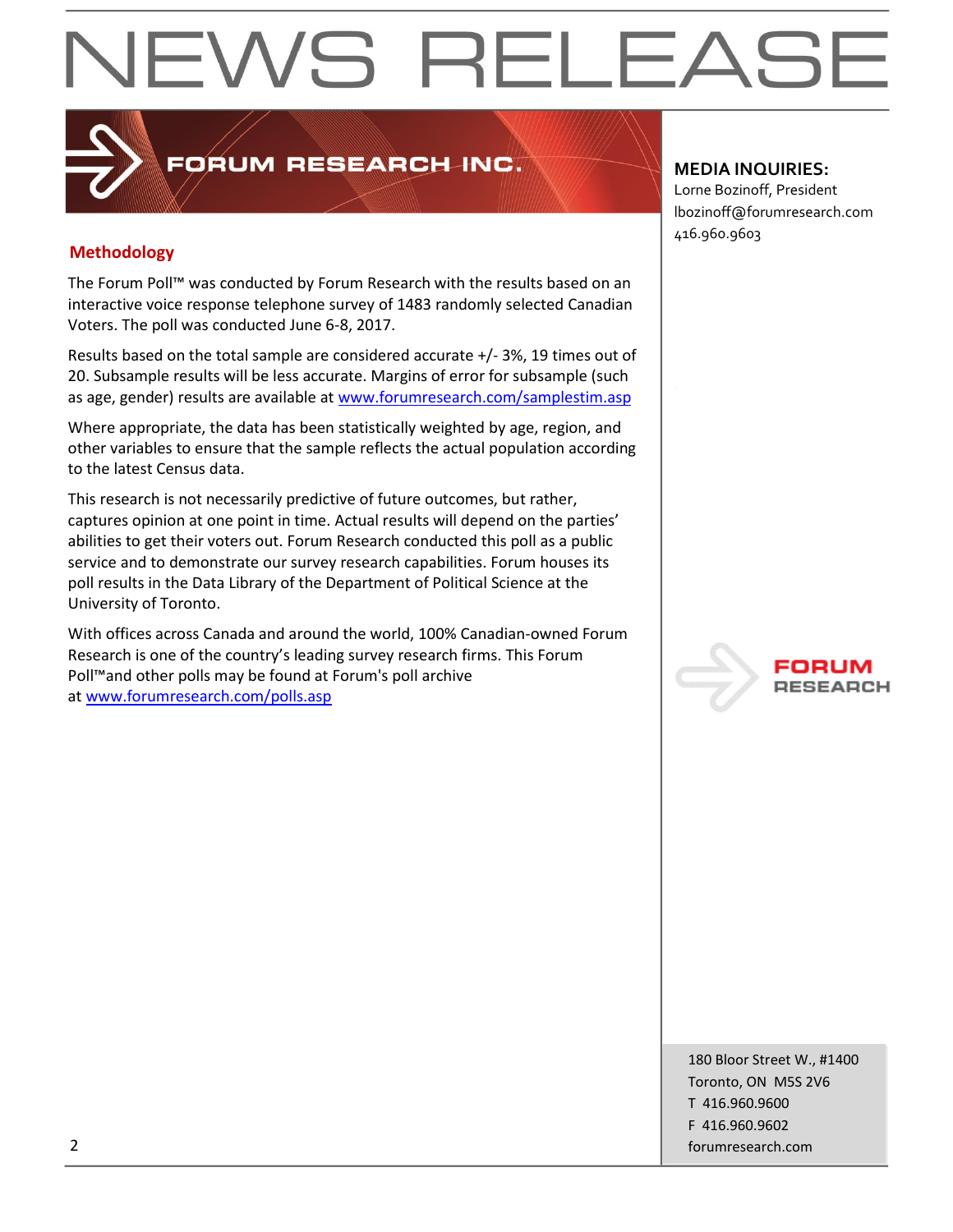# NEWS RELEASE

**FORUM RESEARCH INC.**

**MEDIA INQUIRIES:**
Lorne Bozinoff, President
lbozinoff@forumresearch.com
416.960.9603

## Methodology

The Forum Poll™ was conducted by Forum Research with the results based on an interactive voice response telephone survey of 1483 randomly selected Canadian Voters. The poll was conducted June 6-8, 2017.

Results based on the total sample are considered accurate +/- 3%, 19 times out of 20. Subsample results will be less accurate. Margins of error for subsample (such as age, gender) results are available at www.forumresearch.com/samplestim.asp

Where appropriate, the data has been statistically weighted by age, region, and other variables to ensure that the sample reflects the actual population according to the latest Census data.

This research is not necessarily predictive of future outcomes, but rather, captures opinion at one point in time. Actual results will depend on the parties' abilities to get their voters out. Forum Research conducted this poll as a public service and to demonstrate our survey research capabilities. Forum houses its poll results in the Data Library of the Department of Political Science at the University of Toronto.

With offices across Canada and around the world, 100% Canadian-owned Forum Research is one of the country's leading survey research firms. This Forum Poll™and other polls may be found at Forum's poll archive at www.forumresearch.com/polls.asp

FORUM RESEARCH

180 Bloor Street W., #1400
Toronto, ON M5S 2V6
T 416.960.9600
F 416.960.9602
forumresearch.com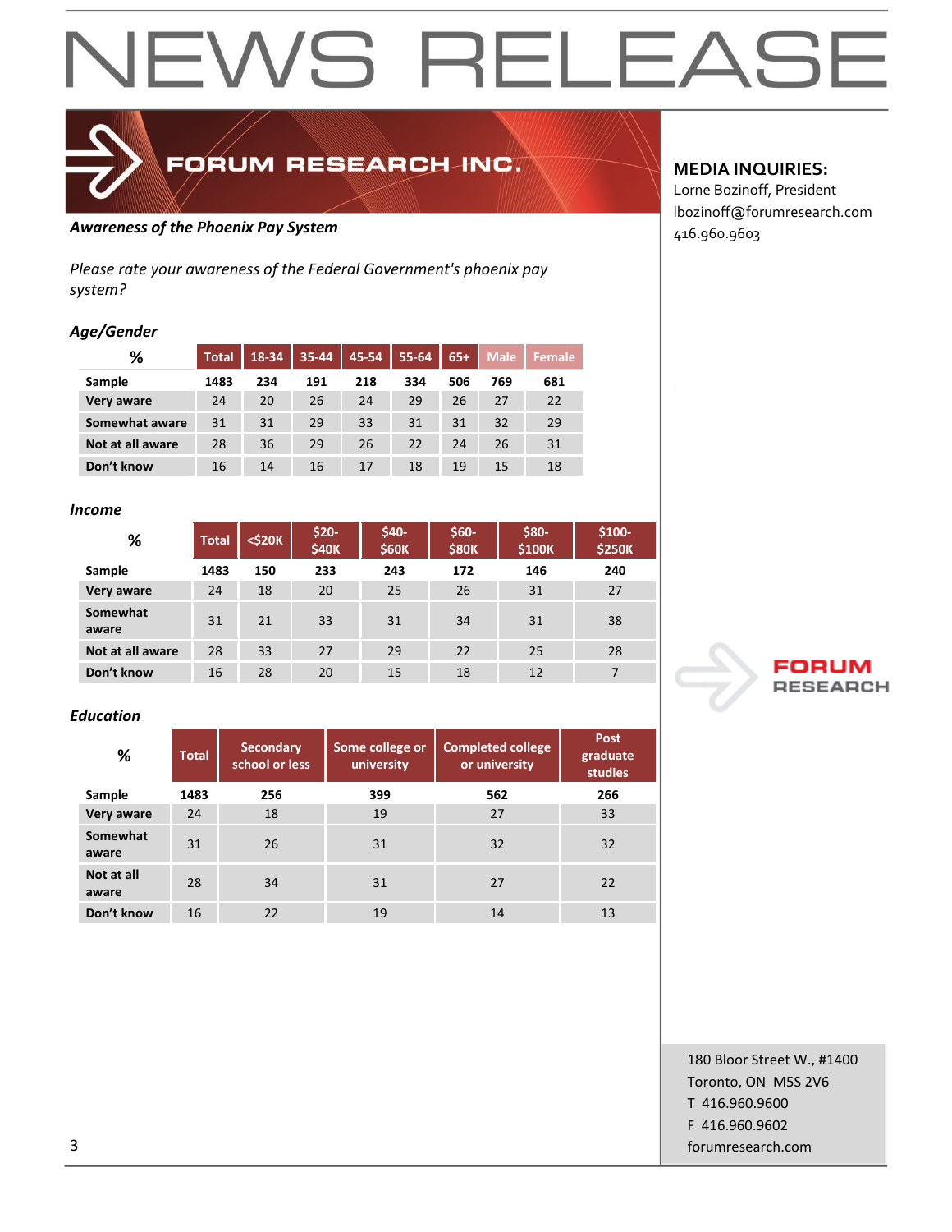# NEWS RELEASE

**FORUM RESEARCH INC.**

**MEDIA INQUIRIES:**
Lorne Bozinoff, President
lbozinoff@forumresearch.com
416.960.9603

***Awareness of the Phoenix Pay System***

*Please rate your awareness of the Federal Government's phoenix pay system?*

***Age/Gender***

| % | Total | 18-34 | 35-44 | 45-54 | 55-64 | 65+ | Male | Female |
|---|---|---|---|---|---|---|---|---|
| **Sample** | 1483 | 234 | 191 | 218 | 334 | 506 | 769 | 681 |
| **Very aware** | 24 | 20 | 26 | 24 | 29 | 26 | 27 | 22 |
| **Somewhat aware** | 31 | 31 | 29 | 33 | 31 | 31 | 32 | 29 |
| **Not at all aware** | 28 | 36 | 29 | 26 | 22 | 24 | 26 | 31 |
| **Don't know** | 16 | 14 | 16 | 17 | 18 | 19 | 15 | 18 |

***Income***

| % | Total | <$20K | $20-$40K | $40-$60K | $60-$80K | $80-$100K | $100-$250K |
|---|---|---|---|---|---|---|---|
| **Sample** | 1483 | 150 | 233 | 243 | 172 | 146 | 240 |
| **Very aware** | 24 | 18 | 20 | 25 | 26 | 31 | 27 |
| **Somewhat aware** | 31 | 21 | 33 | 31 | 34 | 31 | 38 |
| **Not at all aware** | 28 | 33 | 27 | 29 | 22 | 25 | 28 |
| **Don't know** | 16 | 28 | 20 | 15 | 18 | 12 | 7 |

***Education***

| % | Total | Secondary school or less | Some college or university | Completed college or university | Post graduate studies |
|---|---|---|---|---|---|
| **Sample** | 1483 | 256 | 399 | 562 | 266 |
| **Very aware** | 24 | 18 | 19 | 27 | 33 |
| **Somewhat aware** | 31 | 26 | 31 | 32 | 32 |
| **Not at all aware** | 28 | 34 | 31 | 27 | 22 |
| **Don't know** | 16 | 22 | 19 | 14 | 13 |

FORUM RESEARCH

180 Bloor Street W., #1400
Toronto, ON M5S 2V6
T 416.960.9600
F 416.960.9602
forumresearch.com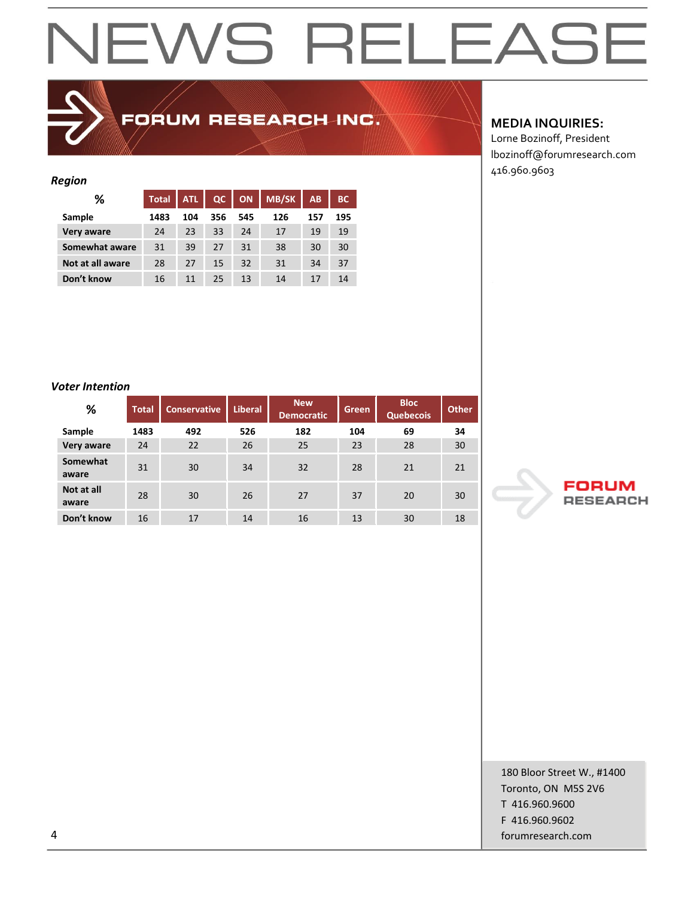# NEWS RELEASE

**FORUM RESEARCH INC.**

**MEDIA INQUIRIES:**
Lorne Bozinoff, President
lbozinoff@forumresearch.com
416.960.9603

***Region***

| % | Total | ATL | QC | ON | MB/SK | AB | BC |
|---|---|---|---|---|---|---|---|
| **Sample** | **1483** | **104** | **356** | **545** | **126** | **157** | **195** |
| **Very aware** | 24 | 23 | 33 | 24 | 17 | 19 | 19 |
| **Somewhat aware** | 31 | 39 | 27 | 31 | 38 | 30 | 30 |
| **Not at all aware** | 28 | 27 | 15 | 32 | 31 | 34 | 37 |
| **Don't know** | 16 | 11 | 25 | 13 | 14 | 17 | 14 |

***Voter Intention***

| % | Total | Conservative | Liberal | New Democratic | Green | Bloc Quebecois | Other |
|---|---|---|---|---|---|---|---|
| **Sample** | **1483** | **492** | **526** | **182** | **104** | **69** | **34** |
| **Very aware** | 24 | 22 | 26 | 25 | 23 | 28 | 30 |
| **Somewhat aware** | 31 | 30 | 34 | 32 | 28 | 21 | 21 |
| **Not at all aware** | 28 | 30 | 26 | 27 | 37 | 20 | 30 |
| **Don't know** | 16 | 17 | 14 | 16 | 13 | 30 | 18 |

FORUM RESEARCH

180 Bloor Street W., #1400
Toronto, ON M5S 2V6
T 416.960.9600
F 416.960.9602
forumresearch.com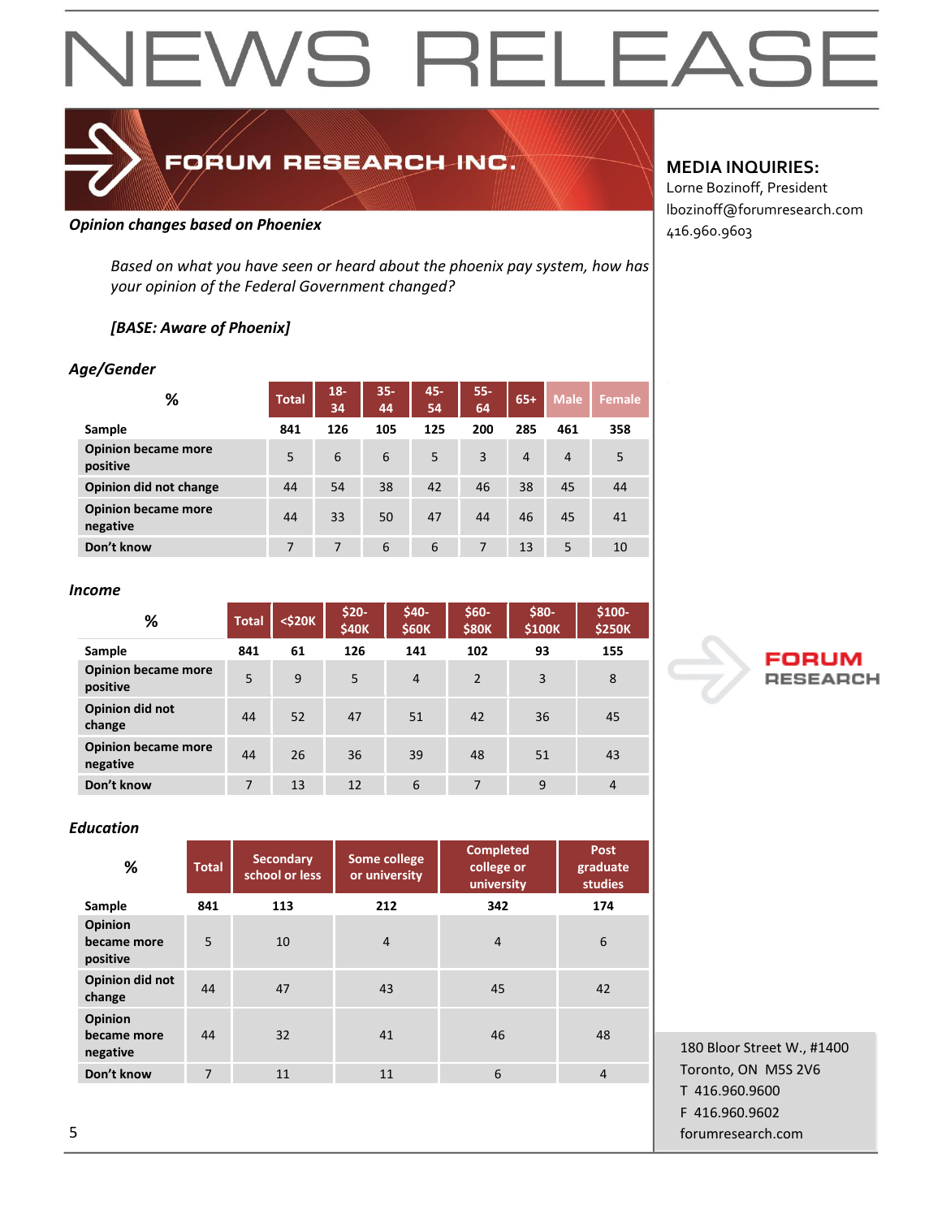# NEWS RELEASE

FORUM RESEARCH INC.

**MEDIA INQUIRIES:**
Lorne Bozinoff, President
lbozinoff@forumresearch.com
416.960.9603

***Opinion changes based on Phoeniex***

*Based on what you have seen or heard about the phoenix pay system, how has your opinion of the Federal Government changed?*

***[BASE: Aware of Phoenix]***

***Age/Gender***

| % | Total | 18-34 | 35-44 | 45-54 | 55-64 | 65+ | Male | Female |
|---|---|---|---|---|---|---|---|---|
| **Sample** | **841** | **126** | **105** | **125** | **200** | **285** | **461** | **358** |
| **Opinion became more positive** | 5 | 6 | 6 | 5 | 3 | 4 | 4 | 5 |
| **Opinion did not change** | 44 | 54 | 38 | 42 | 46 | 38 | 45 | 44 |
| **Opinion became more negative** | 44 | 33 | 50 | 47 | 44 | 46 | 45 | 41 |
| **Don't know** | 7 | 7 | 6 | 6 | 7 | 13 | 5 | 10 |

***Income***

| % | Total | <$20K | $20-$40K | $40-$60K | $60-$80K | $80-$100K | $100-$250K |
|---|---|---|---|---|---|---|---|
| **Sample** | **841** | **61** | **126** | **141** | **102** | **93** | **155** |
| **Opinion became more positive** | 5 | 9 | 5 | 4 | 2 | 3 | 8 |
| **Opinion did not change** | 44 | 52 | 47 | 51 | 42 | 36 | 45 |
| **Opinion became more negative** | 44 | 26 | 36 | 39 | 48 | 51 | 43 |
| **Don't know** | 7 | 13 | 12 | 6 | 7 | 9 | 4 |

***Education***

| % | Total | Secondary school or less | Some college or university | Completed college or university | Post graduate studies |
|---|---|---|---|---|---|
| **Sample** | **841** | **113** | **212** | **342** | **174** |
| **Opinion became more positive** | 5 | 10 | 4 | 4 | 6 |
| **Opinion did not change** | 44 | 47 | 43 | 45 | 42 |
| **Opinion became more negative** | 44 | 32 | 41 | 46 | 48 |
| **Don't know** | 7 | 11 | 11 | 6 | 4 |

FORUM RESEARCH

180 Bloor Street W., #1400
Toronto, ON M5S 2V6
T 416.960.9600
F 416.960.9602
forumresearch.com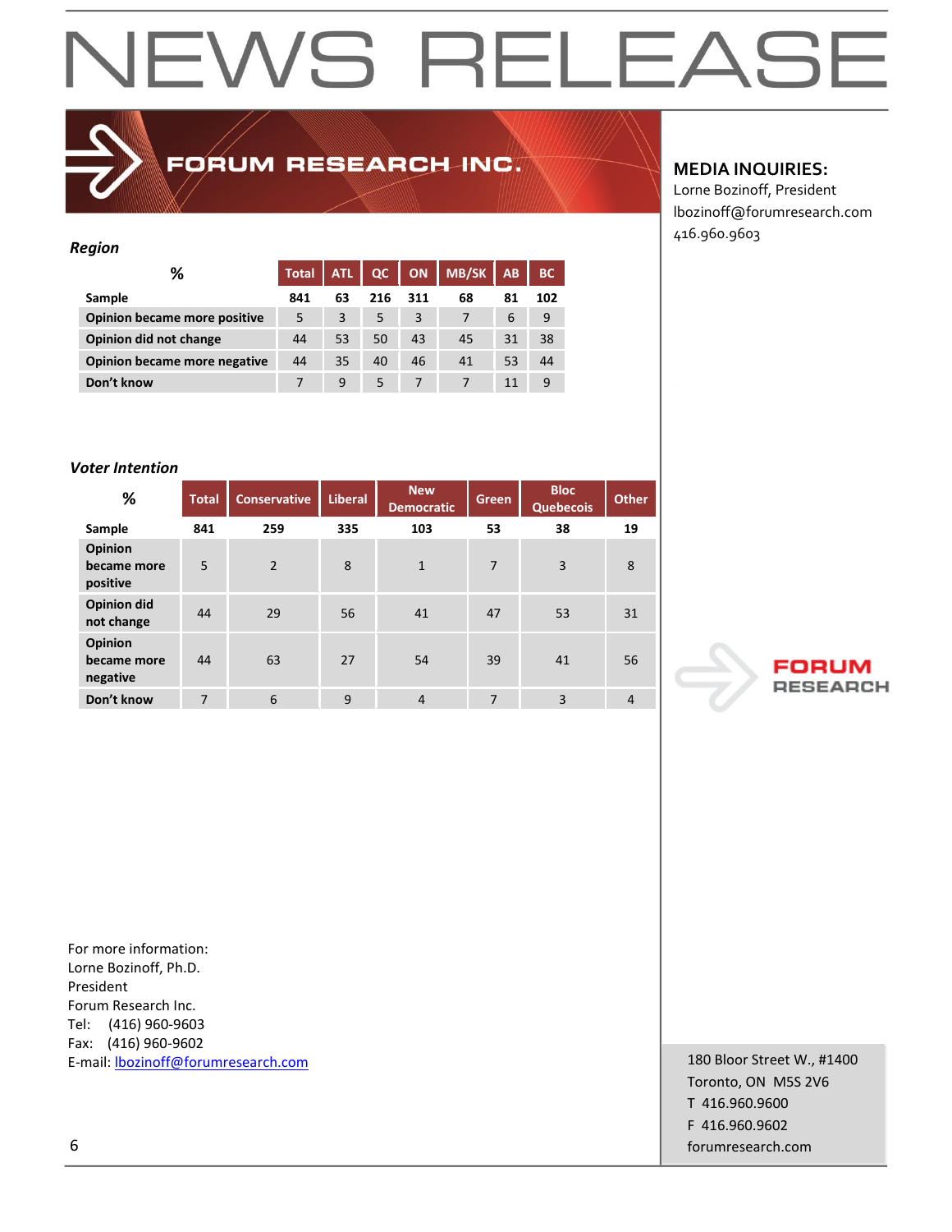# NEWS RELEASE

**FORUM RESEARCH INC.**

**MEDIA INQUIRIES:**
Lorne Bozinoff, President
lbozinoff@forumresearch.com
416.960.9603

***Region***

| % | Total | ATL | QC | ON | MB/SK | AB | BC |
|---|---|---|---|---|---|---|---|
| **Sample** | **841** | **63** | **216** | **311** | **68** | **81** | **102** |
| **Opinion became more positive** | 5 | 3 | 5 | 3 | 7 | 6 | 9 |
| **Opinion did not change** | 44 | 53 | 50 | 43 | 45 | 31 | 38 |
| **Opinion became more negative** | 44 | 35 | 40 | 46 | 41 | 53 | 44 |
| **Don't know** | 7 | 9 | 5 | 7 | 7 | 11 | 9 |

***Voter Intention***

| % | Total | Conservative | Liberal | New Democratic | Green | Bloc Quebecois | Other |
|---|---|---|---|---|---|---|---|
| **Sample** | **841** | **259** | **335** | **103** | **53** | **38** | **19** |
| **Opinion became more positive** | 5 | 2 | 8 | 1 | 7 | 3 | 8 |
| **Opinion did not change** | 44 | 29 | 56 | 41 | 47 | 53 | 31 |
| **Opinion became more negative** | 44 | 63 | 27 | 54 | 39 | 41 | 56 |
| **Don't know** | 7 | 6 | 9 | 4 | 7 | 3 | 4 |

FORUM RESEARCH

For more information:
Lorne Bozinoff, Ph.D.
President
Forum Research Inc.
Tel: (416) 960-9603
Fax: (416) 960-9602
E-mail: lbozinoff@forumresearch.com

180 Bloor Street W., #1400
Toronto, ON M5S 2V6
T 416.960.9600
F 416.960.9602
forumresearch.com